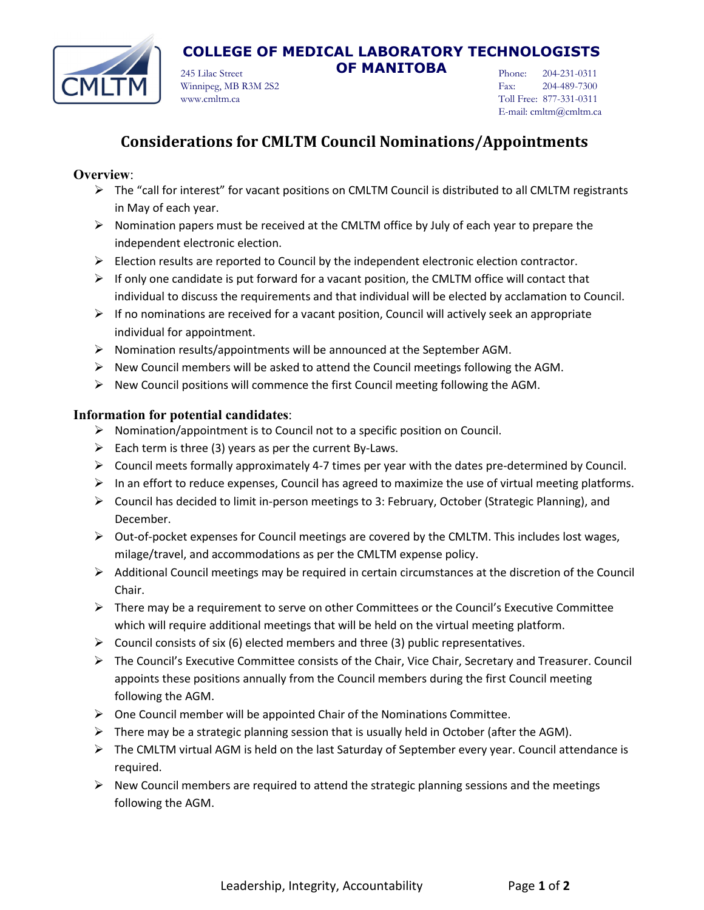# COLLEGE OF MEDICAL LABORATORY TECHNOLOGISTS OF MANITOBA

245 Lilac Street
Winnipeg, MB R3M 2S2
www.cmltm.ca

Phone: 204-231-0311
Fax: 204-489-7300
Toll Free: 877-331-0311
E-mail: cmltm@cmltm.ca

## Considerations for CMLTM Council Nominations/Appointments

### Overview:

- The "call for interest" for vacant positions on CMLTM Council is distributed to all CMLTM registrants in May of each year.
- Nomination papers must be received at the CMLTM office by July of each year to prepare the independent electronic election.
- Election results are reported to Council by the independent electronic election contractor.
- If only one candidate is put forward for a vacant position, the CMLTM office will contact that individual to discuss the requirements and that individual will be elected by acclamation to Council.
- If no nominations are received for a vacant position, Council will actively seek an appropriate individual for appointment.
- Nomination results/appointments will be announced at the September AGM.
- New Council members will be asked to attend the Council meetings following the AGM.
- New Council positions will commence the first Council meeting following the AGM.

### Information for potential candidates:

- Nomination/appointment is to Council not to a specific position on Council.
- Each term is three (3) years as per the current By-Laws.
- Council meets formally approximately 4-7 times per year with the dates pre-determined by Council.
- In an effort to reduce expenses, Council has agreed to maximize the use of virtual meeting platforms.
- Council has decided to limit in-person meetings to 3: February, October (Strategic Planning), and December.
- Out-of-pocket expenses for Council meetings are covered by the CMLTM. This includes lost wages, milage/travel, and accommodations as per the CMLTM expense policy.
- Additional Council meetings may be required in certain circumstances at the discretion of the Council Chair.
- There may be a requirement to serve on other Committees or the Council's Executive Committee which will require additional meetings that will be held on the virtual meeting platform.
- Council consists of six (6) elected members and three (3) public representatives.
- The Council's Executive Committee consists of the Chair, Vice Chair, Secretary and Treasurer. Council appoints these positions annually from the Council members during the first Council meeting following the AGM.
- One Council member will be appointed Chair of the Nominations Committee.
- There may be a strategic planning session that is usually held in October (after the AGM).
- The CMLTM virtual AGM is held on the last Saturday of September every year. Council attendance is required.
- New Council members are required to attend the strategic planning sessions and the meetings following the AGM.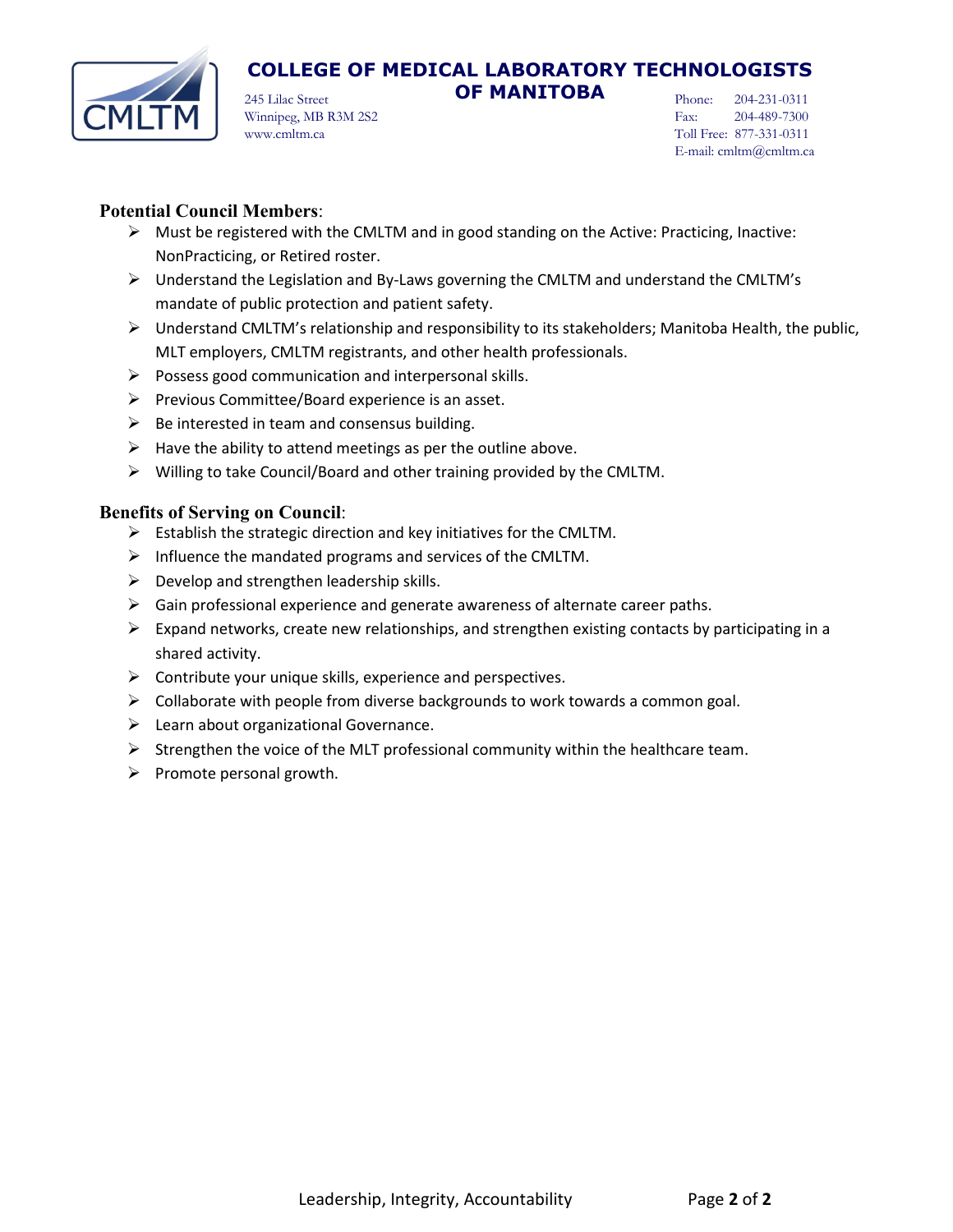# COLLEGE OF MEDICAL LABORATORY TECHNOLOGISTS OF MANITOBA

245 Lilac Street
Winnipeg, MB R3M 2S2
www.cmltm.ca

Phone: 204-231-0311
Fax: 204-489-7300
Toll Free: 877-331-0311
E-mail: cmltm@cmltm.ca

## Potential Council Members:

- Must be registered with the CMLTM and in good standing on the Active: Practicing, Inactive: NonPracticing, or Retired roster.
- Understand the Legislation and By-Laws governing the CMLTM and understand the CMLTM's mandate of public protection and patient safety.
- Understand CMLTM's relationship and responsibility to its stakeholders; Manitoba Health, the public, MLT employers, CMLTM registrants, and other health professionals.
- Possess good communication and interpersonal skills.
- Previous Committee/Board experience is an asset.
- Be interested in team and consensus building.
- Have the ability to attend meetings as per the outline above.
- Willing to take Council/Board and other training provided by the CMLTM.

## Benefits of Serving on Council:

- Establish the strategic direction and key initiatives for the CMLTM.
- Influence the mandated programs and services of the CMLTM.
- Develop and strengthen leadership skills.
- Gain professional experience and generate awareness of alternate career paths.
- Expand networks, create new relationships, and strengthen existing contacts by participating in a shared activity.
- Contribute your unique skills, experience and perspectives.
- Collaborate with people from diverse backgrounds to work towards a common goal.
- Learn about organizational Governance.
- Strengthen the voice of the MLT professional community within the healthcare team.
- Promote personal growth.